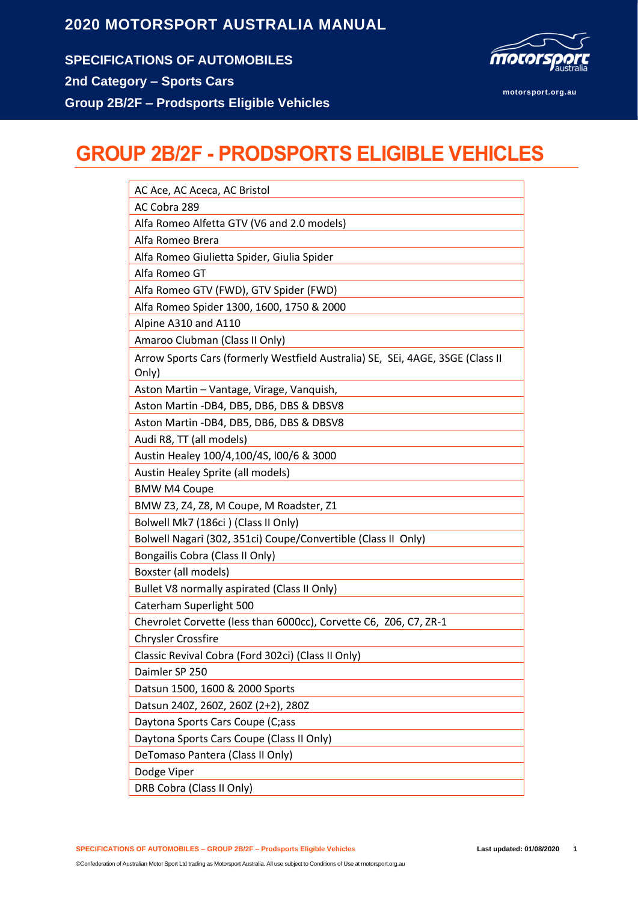# GROUP 2B/2F - PRODSPORTS ELIGIBLE VEHICLES

| AC Ace, AC Aceca, AC Bristol |
|---|
| AC Cobra 289 |
| Alfa Romeo Alfetta GTV (V6 and 2.0 models) |
| Alfa Romeo Brera |
| Alfa Romeo Giulietta Spider, Giulia Spider |
| Alfa Romeo GT |
| Alfa Romeo GTV (FWD), GTV Spider (FWD) |
| Alfa Romeo Spider 1300, 1600, 1750 & 2000 |
| Alpine A310 and A110 |
| Amaroo Clubman (Class II Only) |
| Arrow Sports Cars (formerly Westfield Australia) SE, SEi, 4AGE, 3SGE (Class II Only) |
| Aston Martin – Vantage, Virage, Vanquish, |
| Aston Martin -DB4, DB5, DB6, DBS & DBSV8 |
| Aston Martin -DB4, DB5, DB6, DBS & DBSV8 |
| Audi R8, TT (all models) |
| Austin Healey 100/4,100/4S, l00/6 & 3000 |
| Austin Healey Sprite (all models) |
| BMW M4 Coupe |
| BMW Z3, Z4, Z8, M Coupe, M Roadster, Z1 |
| Bolwell Mk7 (186ci ) (Class II Only) |
| Bolwell Nagari (302, 351ci) Coupe/Convertible (Class II Only) |
| Bongailis Cobra (Class II Only) |
| Boxster (all models) |
| Bullet V8 normally aspirated (Class II Only) |
| Caterham Superlight 500 |
| Chevrolet Corvette (less than 6000cc), Corvette C6, Z06, C7, ZR-1 |
| Chrysler Crossfire |
| Classic Revival Cobra (Ford 302ci) (Class II Only) |
| Daimler SP 250 |
| Datsun 1500, 1600 & 2000 Sports |
| Datsun 240Z, 260Z, 260Z (2+2), 280Z |
| Daytona Sports Cars Coupe (C;ass |
| Daytona Sports Cars Coupe (Class II Only) |
| DeTomaso Pantera (Class II Only) |
| Dodge Viper |
| DRB Cobra (Class II Only) |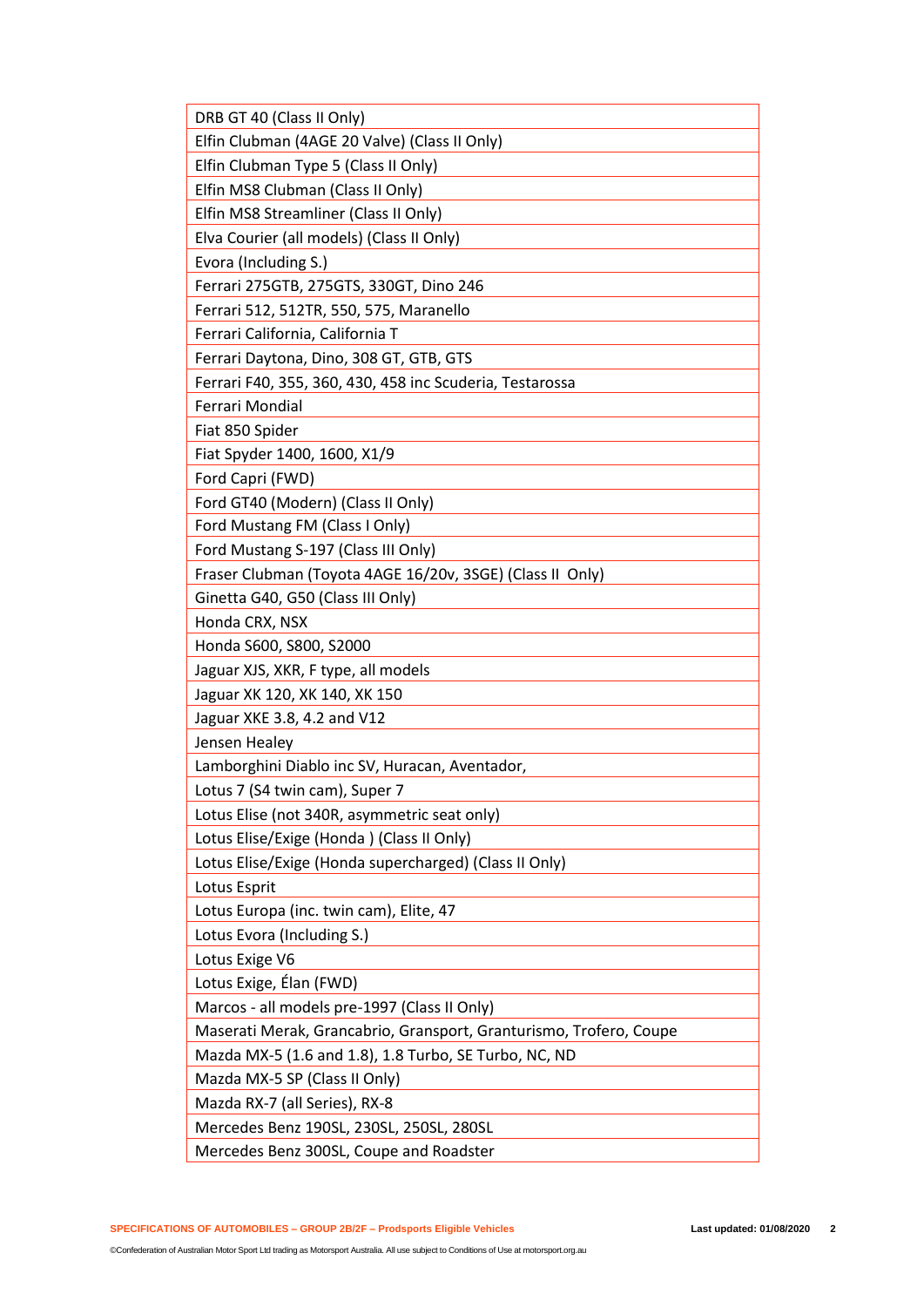| DRB GT 40 (Class II Only) |
|---|
| Elfin Clubman (4AGE 20 Valve) (Class II Only) |
| Elfin Clubman Type 5 (Class II Only) |
| Elfin MS8 Clubman (Class II Only) |
| Elfin MS8 Streamliner (Class II Only) |
| Elva Courier (all models) (Class II Only) |
| Evora (Including S.) |
| Ferrari 275GTB, 275GTS, 330GT, Dino 246 |
| Ferrari 512, 512TR, 550, 575, Maranello |
| Ferrari California, California T |
| Ferrari Daytona, Dino, 308 GT, GTB, GTS |
| Ferrari F40, 355, 360, 430, 458 inc Scuderia, Testarossa |
| Ferrari Mondial |
| Fiat 850 Spider |
| Fiat Spyder 1400, 1600, X1/9 |
| Ford Capri (FWD) |
| Ford GT40 (Modern) (Class II Only) |
| Ford Mustang FM (Class I Only) |
| Ford Mustang S-197 (Class III Only) |
| Fraser Clubman (Toyota 4AGE 16/20v, 3SGE) (Class II Only) |
| Ginetta G40, G50 (Class III Only) |
| Honda CRX, NSX |
| Honda S600, S800, S2000 |
| Jaguar XJS, XKR, F type, all models |
| Jaguar XK 120, XK 140, XK 150 |
| Jaguar XKE 3.8, 4.2 and V12 |
| Jensen Healey |
| Lamborghini Diablo inc SV, Huracan, Aventador, |
| Lotus 7 (S4 twin cam), Super 7 |
| Lotus Elise (not 340R, asymmetric seat only) |
| Lotus Elise/Exige (Honda ) (Class II Only) |
| Lotus Elise/Exige (Honda supercharged) (Class II Only) |
| Lotus Esprit |
| Lotus Europa (inc. twin cam), Elite, 47 |
| Lotus Evora (Including S.) |
| Lotus Exige V6 |
| Lotus Exige, Élan (FWD) |
| Marcos - all models pre-1997 (Class II Only) |
| Maserati Merak, Grancabrio, Gransport, Granturismo, Trofero, Coupe |
| Mazda MX-5 (1.6 and 1.8), 1.8 Turbo, SE Turbo, NC, ND |
| Mazda MX-5 SP (Class II Only) |
| Mazda RX-7 (all Series), RX-8 |
| Mercedes Benz 190SL, 230SL, 250SL, 280SL |
| Mercedes Benz 300SL, Coupe and Roadster |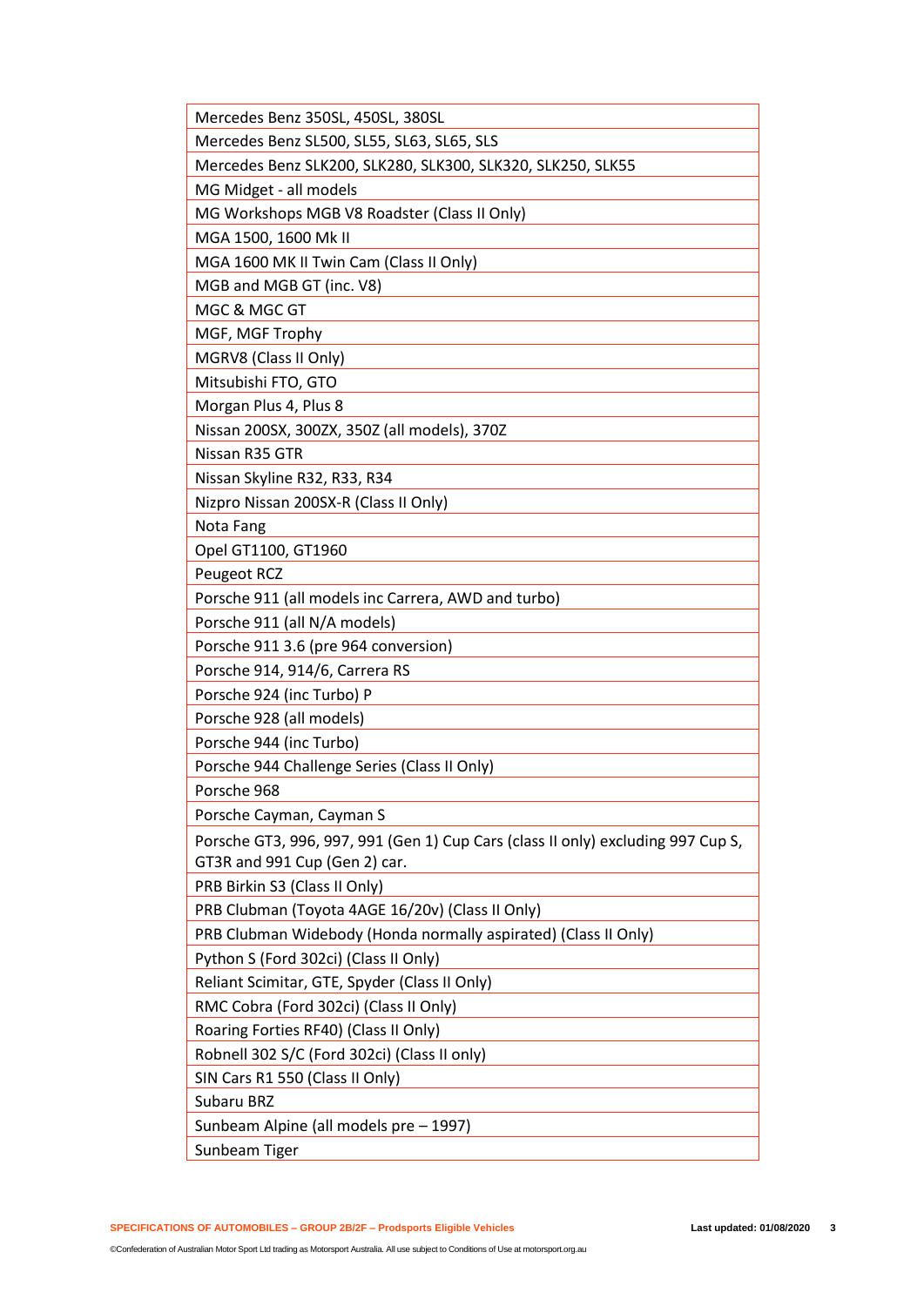| Mercedes Benz 350SL, 450SL, 380SL |
|---|
| Mercedes Benz SL500, SL55, SL63, SL65, SLS |
| Mercedes Benz SLK200, SLK280, SLK300, SLK320, SLK250, SLK55 |
| MG Midget - all models |
| MG Workshops MGB V8 Roadster (Class II Only) |
| MGA 1500, 1600 Mk II |
| MGA 1600 MK II Twin Cam (Class II Only) |
| MGB and MGB GT (inc. V8) |
| MGC & MGC GT |
| MGF, MGF Trophy |
| MGRV8 (Class II Only) |
| Mitsubishi FTO, GTO |
| Morgan Plus 4, Plus 8 |
| Nissan 200SX, 300ZX, 350Z (all models), 370Z |
| Nissan R35 GTR |
| Nissan Skyline R32, R33, R34 |
| Nizpro Nissan 200SX-R (Class II Only) |
| Nota Fang |
| Opel GT1100, GT1960 |
| Peugeot RCZ |
| Porsche 911 (all models inc Carrera, AWD and turbo) |
| Porsche 911 (all N/A models) |
| Porsche 911 3.6 (pre 964 conversion) |
| Porsche 914, 914/6, Carrera RS |
| Porsche 924 (inc Turbo) P |
| Porsche 928 (all models) |
| Porsche 944 (inc Turbo) |
| Porsche 944 Challenge Series (Class II Only) |
| Porsche 968 |
| Porsche Cayman, Cayman S |
| Porsche GT3, 996, 997, 991 (Gen 1) Cup Cars (class II only) excluding 997 Cup S, GT3R and 991 Cup (Gen 2) car. |
| PRB Birkin S3 (Class II Only) |
| PRB Clubman (Toyota 4AGE 16/20v) (Class II Only) |
| PRB Clubman Widebody (Honda normally aspirated) (Class II Only) |
| Python S (Ford 302ci) (Class II Only) |
| Reliant Scimitar, GTE, Spyder (Class II Only) |
| RMC Cobra (Ford 302ci) (Class II Only) |
| Roaring Forties RF40) (Class II Only) |
| Robnell 302 S/C (Ford 302ci) (Class II only) |
| SIN Cars R1 550 (Class II Only) |
| Subaru BRZ |
| Sunbeam Alpine (all models pre – 1997) |
| Sunbeam Tiger |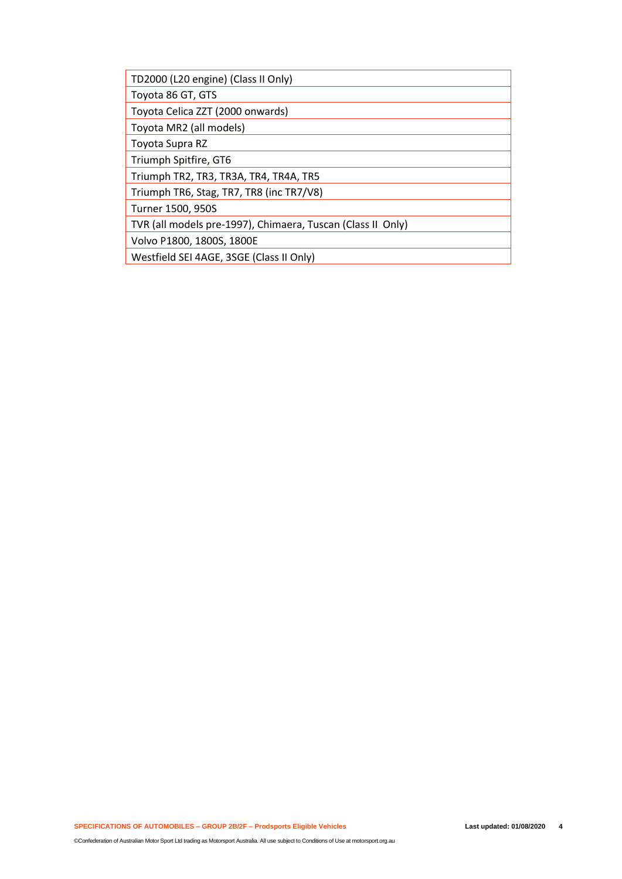| |
|---|
| TD2000 (L20 engine) (Class II Only) |
| Toyota 86 GT, GTS |
| Toyota Celica ZZT (2000 onwards) |
| Toyota MR2 (all models) |
| Toyota Supra RZ |
| Triumph Spitfire, GT6 |
| Triumph TR2, TR3, TR3A, TR4, TR4A, TR5 |
| Triumph TR6, Stag, TR7, TR8 (inc TR7/V8) |
| Turner 1500, 950S |
| TVR (all models pre-1997), Chimaera, Tuscan (Class II Only) |
| Volvo P1800, 1800S, 1800E |
| Westfield SEI 4AGE, 3SGE (Class II Only) |